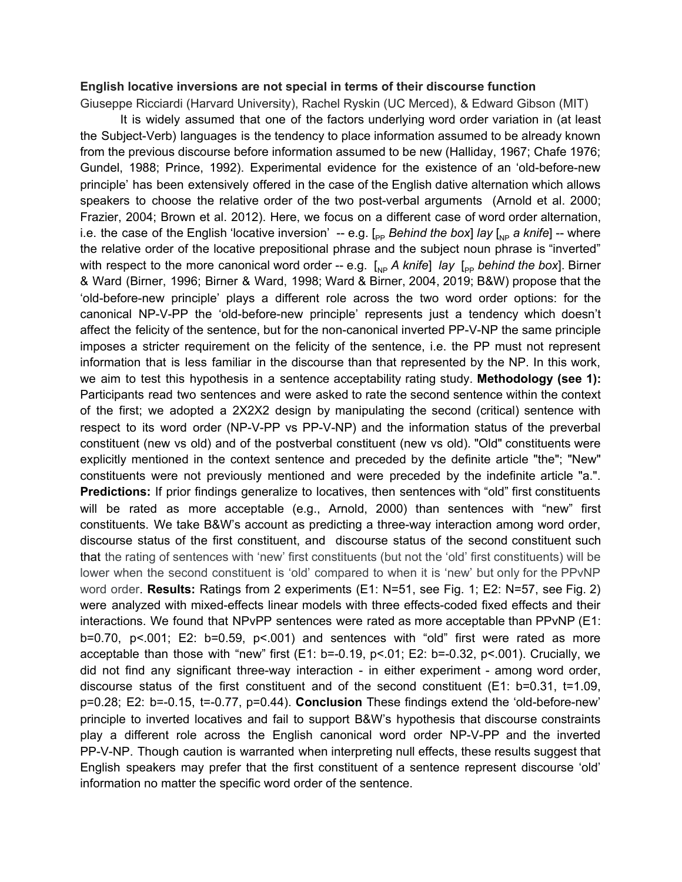**English locative inversions are not special in terms of their discourse function**

Giuseppe Ricciardi (Harvard University), Rachel Ryskin (UC Merced), & Edward Gibson (MIT)

It is widely assumed that one of the factors underlying word order variation in (at least the Subject-Verb) languages is the tendency to place information assumed to be already known from the previous discourse before information assumed to be new (Halliday, 1967; Chafe 1976; Gundel, 1988; Prince, 1992). Experimental evidence for the existence of an 'old-before-new principle' has been extensively offered in the case of the English dative alternation which allows speakers to choose the relative order of the two post-verbal arguments (Arnold et al. 2000; Frazier, 2004; Brown et al. 2012). Here, we focus on a different case of word order alternation, i.e. the case of the English 'locative inversion' -- e.g. [$_{PP}$ *Behind the box*] *lay* [$_{NP}$ *a knife*] -- where the relative order of the locative prepositional phrase and the subject noun phrase is "inverted" with respect to the more canonical word order -- e.g. [$_{NP}$ *A knife*] *lay* [$_{PP}$ *behind the box*]. Birner & Ward (Birner, 1996; Birner & Ward, 1998; Ward & Birner, 2004, 2019; B&W) propose that the 'old-before-new principle' plays a different role across the two word order options: for the canonical NP-V-PP the 'old-before-new principle' represents just a tendency which doesn't affect the felicity of the sentence, but for the non-canonical inverted PP-V-NP the same principle imposes a stricter requirement on the felicity of the sentence, i.e. the PP must not represent information that is less familiar in the discourse than that represented by the NP. In this work, we aim to test this hypothesis in a sentence acceptability rating study. **Methodology (see 1):** Participants read two sentences and were asked to rate the second sentence within the context of the first; we adopted a 2X2X2 design by manipulating the second (critical) sentence with respect to its word order (NP-V-PP vs PP-V-NP) and the information status of the preverbal constituent (new vs old) and of the postverbal constituent (new vs old). "Old" constituents were explicitly mentioned in the context sentence and preceded by the definite article "the"; "New" constituents were not previously mentioned and were preceded by the indefinite article "a.". **Predictions:** If prior findings generalize to locatives, then sentences with "old" first constituents will be rated as more acceptable (e.g., Arnold, 2000) than sentences with "new" first constituents. We take B&W's account as predicting a three-way interaction among word order, discourse status of the first constituent, and discourse status of the second constituent such that the rating of sentences with 'new' first constituents (but not the 'old' first constituents) will be lower when the second constituent is 'old' compared to when it is 'new' but only for the PPvNP word order. **Results:** Ratings from 2 experiments (E1: N=51, see Fig. 1; E2: N=57, see Fig. 2) were analyzed with mixed-effects linear models with three effects-coded fixed effects and their interactions. We found that NPvPP sentences were rated as more acceptable than PPvNP (E1: $b=0.70$, $p<.001$; E2: $b=0.59$, $p<.001$) and sentences with "old" first were rated as more acceptable than those with "new" first (E1: $b=-0.19$, $p<.01$; E2: $b=-0.32$, $p<.001$). Crucially, we did not find any significant three-way interaction - in either experiment - among word order, discourse status of the first constituent and of the second constituent (E1: $b=0.31$, $t=1.09$, $p=0.28$; E2: $b=-0.15$, $t=-0.77$, $p=0.44$). **Conclusion** These findings extend the 'old-before-new' principle to inverted locatives and fail to support B&W's hypothesis that discourse constraints play a different role across the English canonical word order NP-V-PP and the inverted PP-V-NP. Though caution is warranted when interpreting null effects, these results suggest that English speakers may prefer that the first constituent of a sentence represent discourse 'old' information no matter the specific word order of the sentence.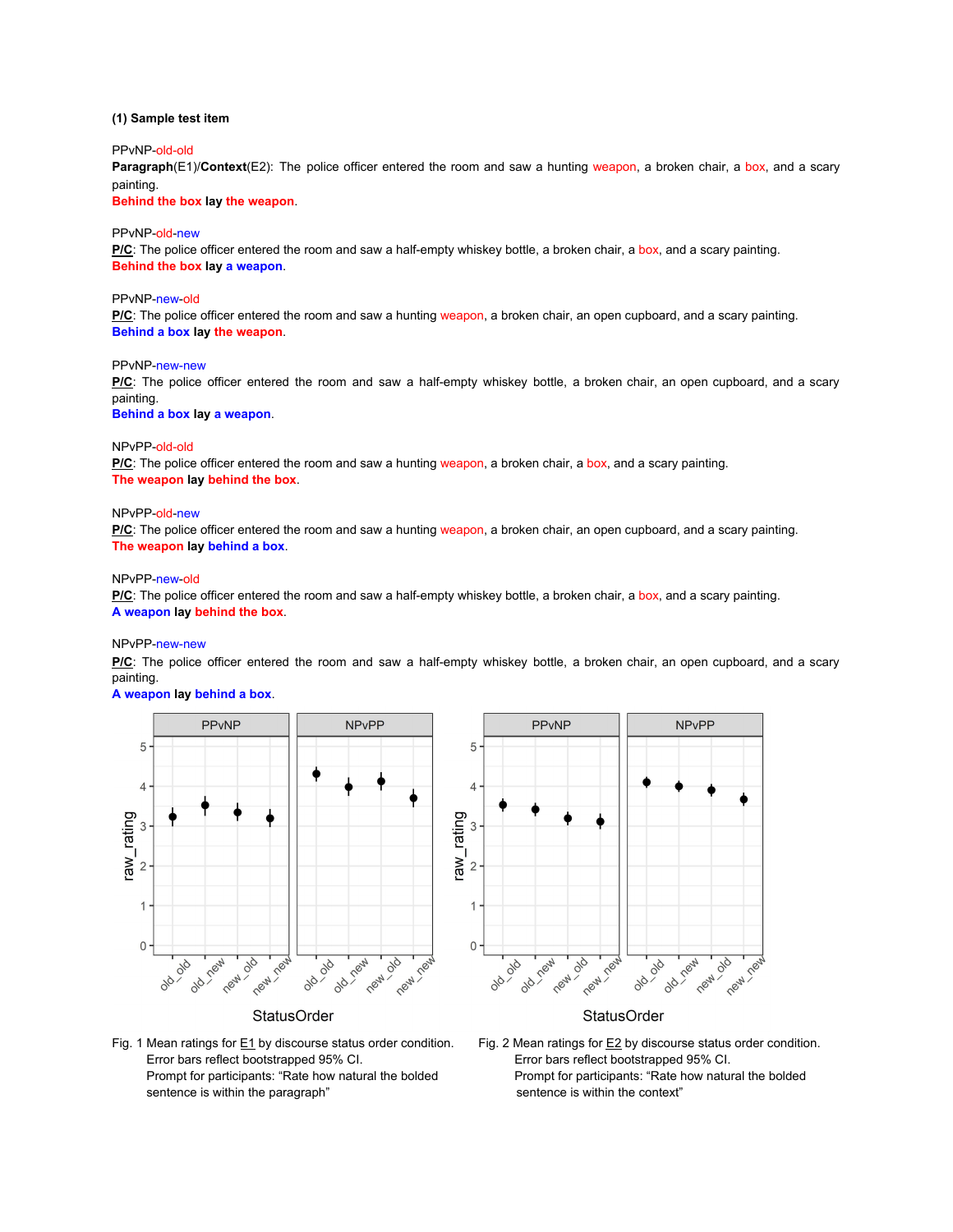**(1) Sample test item**

PPvNP-old-old

**Paragraph**(E1)/**Context**(E2): The police officer entered the room and saw a hunting weapon, a broken chair, a box, and a scary painting.

**Behind the box lay the weapon**.

PPvNP-old-new

**P/C**: The police officer entered the room and saw a half-empty whiskey bottle, a broken chair, a box, and a scary painting.

**Behind the box lay a weapon**.

PPvNP-new-old

**P/C**: The police officer entered the room and saw a hunting weapon, a broken chair, an open cupboard, and a scary painting.

**Behind a box lay the weapon**.

PPvNP-new-new

**P/C**: The police officer entered the room and saw a half-empty whiskey bottle, a broken chair, an open cupboard, and a scary painting.

**Behind a box lay a weapon**.

NPvPP-old-old

**P/C**: The police officer entered the room and saw a hunting weapon, a broken chair, a box, and a scary painting.

**The weapon lay behind the box**.

NPvPP-old-new

**P/C**: The police officer entered the room and saw a hunting weapon, a broken chair, an open cupboard, and a scary painting.

**The weapon lay behind a box**.

NPvPP-new-old

**P/C**: The police officer entered the room and saw a half-empty whiskey bottle, a broken chair, a box, and a scary painting.

**A weapon lay behind the box**.

NPvPP-new-new

**P/C**: The police officer entered the room and saw a half-empty whiskey bottle, a broken chair, an open cupboard, and a scary painting.

**A weapon lay behind a box**.

PPvNP NPvPP

raw_rating

0 1 2 3 4 5

old_old old_new new_old new_new old_old old_new new_old new_new

StatusOrder

Fig. 1 Mean ratings for E1 by discourse status order condition. Error bars reflect bootstrapped 95% CI. Prompt for participants: "Rate how natural the bolded sentence is within the paragraph"

PPvNP NPvPP

raw_rating

0 1 2 3 4 5

old_old old_new new_old new_new old_old old_new new_old new_new

StatusOrder

Fig. 2 Mean ratings for E2 by discourse status order condition. Error bars reflect bootstrapped 95% CI. Prompt for participants: "Rate how natural the bolded sentence is within the context"